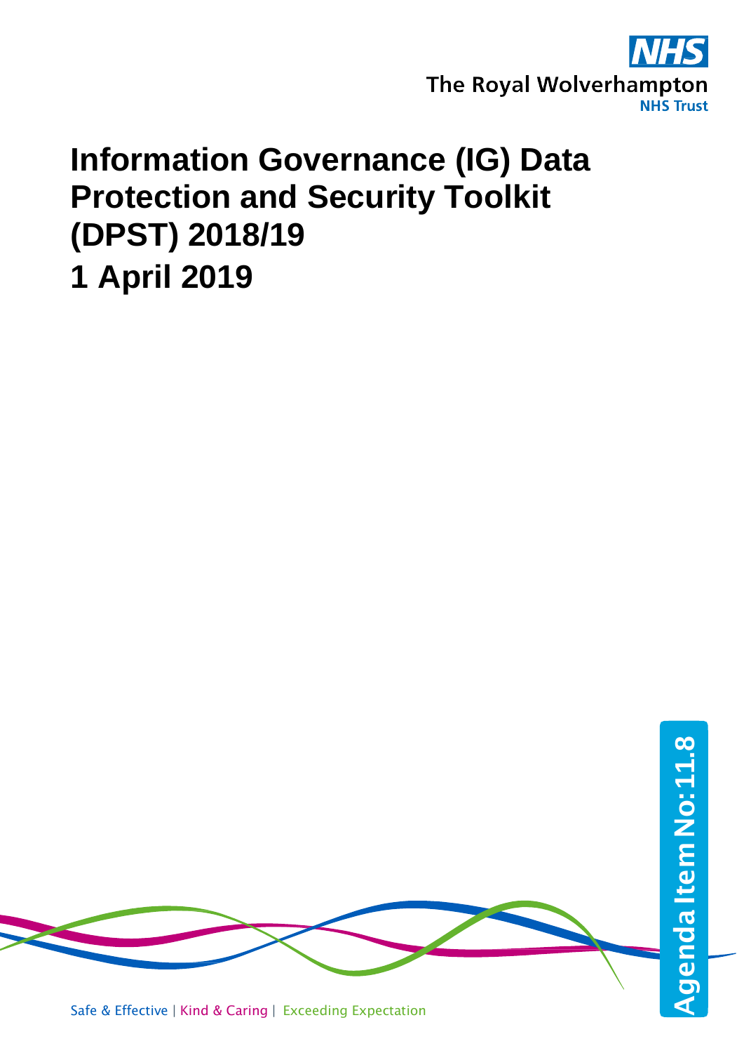NHS

The Royal Wolverhampton
NHS Trust

# Information Governance (IG) Data Protection and Security Toolkit (DPST) 2018/19

# 1 April 2019

Agenda Item No: 11.8

Safe & Effective | Kind & Caring | Exceeding Expectation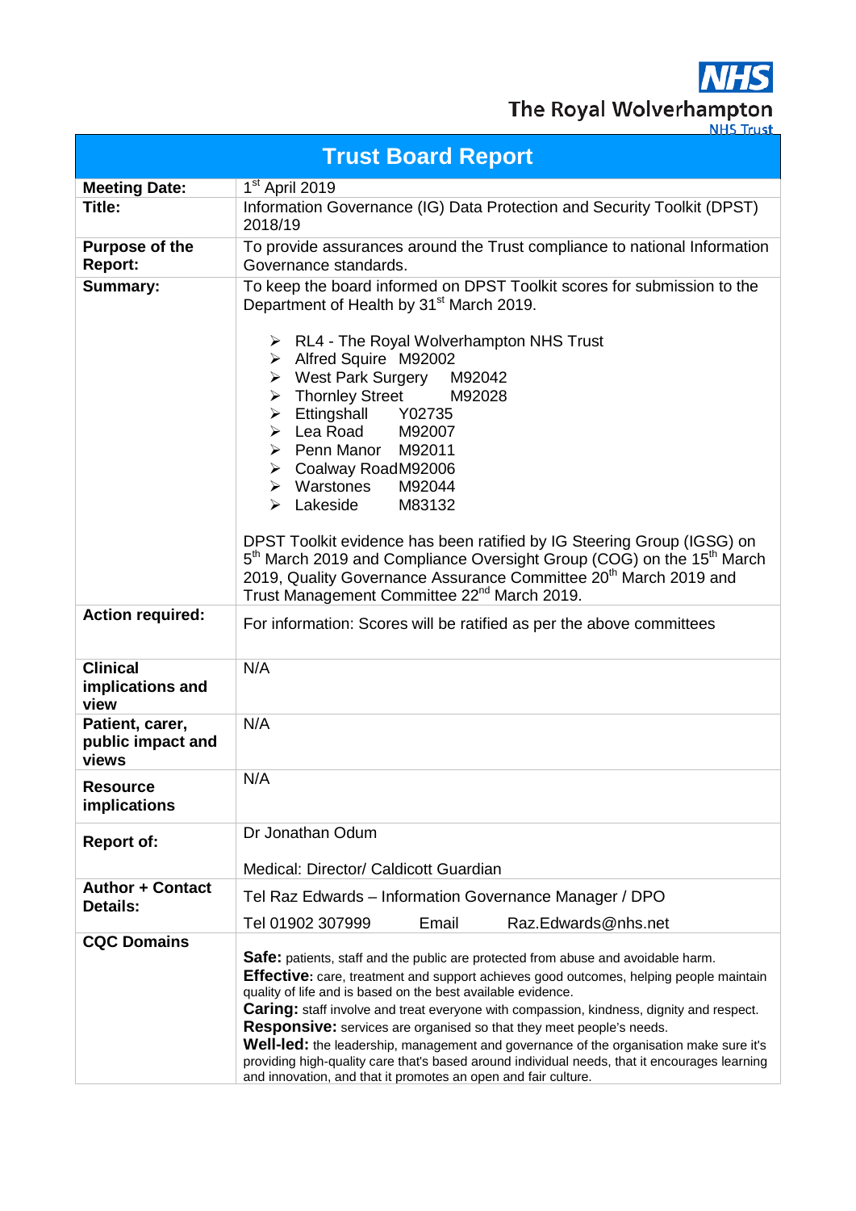The Royal Wolverhampton NHS Trust

# Trust Board Report

| | |
|---|---|
| **Meeting Date:** | 1st April 2019 |
| **Title:** | Information Governance (IG) Data Protection and Security Toolkit (DPST) 2018/19 |
| **Purpose of the Report:** | To provide assurances around the Trust compliance to national Information Governance standards. |
| **Summary:** | To keep the board informed on DPST Toolkit scores for submission to the Department of Health by 31st March 2019.<br><br>➢ RL4 - The Royal Wolverhampton NHS Trust<br>➢ Alfred Squire M92002<br>➢ West Park Surgery M92042<br>➢ Thornley Street M92028<br>➢ Ettingshall Y02735<br>➢ Lea Road M92007<br>➢ Penn Manor M92011<br>➢ Coalway Road M92006<br>➢ Warstones M92044<br>➢ Lakeside M83132<br><br>DPST Toolkit evidence has been ratified by IG Steering Group (IGSG) on 5th March 2019 and Compliance Oversight Group (COG) on the 15th March 2019, Quality Governance Assurance Committee 20th March 2019 and Trust Management Committee 22nd March 2019. |
| **Action required:** | For information: Scores will be ratified as per the above committees |
| **Clinical implications and view** | N/A |
| **Patient, carer, public impact and views** | N/A |
| **Resource implications** | N/A |
| **Report of:** | Dr Jonathan Odum<br><br>Medical: Director/ Caldicott Guardian |
| **Author + Contact Details:** | Tel Raz Edwards – Information Governance Manager / DPO<br><br>Tel 01902 307999 Email Raz.Edwards@nhs.net |
| **CQC Domains** | **Safe:** patients, staff and the public are protected from abuse and avoidable harm.<br>**Effective:** care, treatment and support achieves good outcomes, helping people maintain quality of life and is based on the best available evidence.<br>**Caring:** staff involve and treat everyone with compassion, kindness, dignity and respect.<br>**Responsive:** services are organised so that they meet people's needs.<br>**Well-led:** the leadership, management and governance of the organisation make sure it's providing high-quality care that's based around individual needs, that it encourages learning and innovation, and that it promotes an open and fair culture. |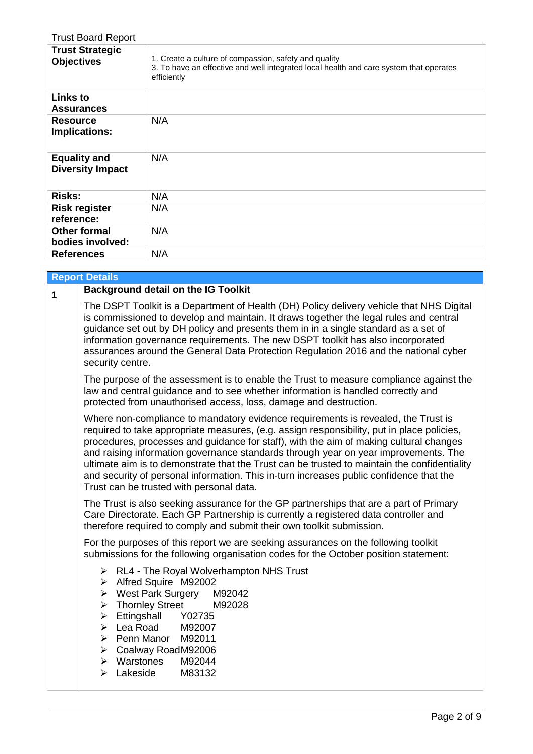| Trust Strategic Objectives | 1. Create a culture of compassion, safety and quality<br>3. To have an effective and well integrated local health and care system that operates efficiently |
|---|---|
| Links to Assurances | |
| Resource Implications: | N/A |
| Equality and Diversity Impact | N/A |
| Risks: | N/A |
| Risk register reference: | N/A |
| Other formal bodies involved: | N/A |
| References | N/A |

## Report Details

### 1 Background detail on the IG Toolkit

The DSPT Toolkit is a Department of Health (DH) Policy delivery vehicle that NHS Digital is commissioned to develop and maintain. It draws together the legal rules and central guidance set out by DH policy and presents them in in a single standard as a set of information governance requirements. The new DSPT toolkit has also incorporated assurances around the General Data Protection Regulation 2016 and the national cyber security centre.

The purpose of the assessment is to enable the Trust to measure compliance against the law and central guidance and to see whether information is handled correctly and protected from unauthorised access, loss, damage and destruction.

Where non-compliance to mandatory evidence requirements is revealed, the Trust is required to take appropriate measures, (e.g. assign responsibility, put in place policies, procedures, processes and guidance for staff), with the aim of making cultural changes and raising information governance standards through year on year improvements. The ultimate aim is to demonstrate that the Trust can be trusted to maintain the confidentiality and security of personal information. This in-turn increases public confidence that the Trust can be trusted with personal data.

The Trust is also seeking assurance for the GP partnerships that are a part of Primary Care Directorate. Each GP Partnership is currently a registered data controller and therefore required to comply and submit their own toolkit submission.

For the purposes of this report we are seeking assurances on the following toolkit submissions for the following organisation codes for the October position statement:

- RL4 - The Royal Wolverhampton NHS Trust
- Alfred Squire M92002
- West Park Surgery M92042
- Thornley Street M92028
- Ettingshall Y02735
- Lea Road M92007
- Penn Manor M92011
- Coalway Road M92006
- Warstones M92044
- Lakeside M83132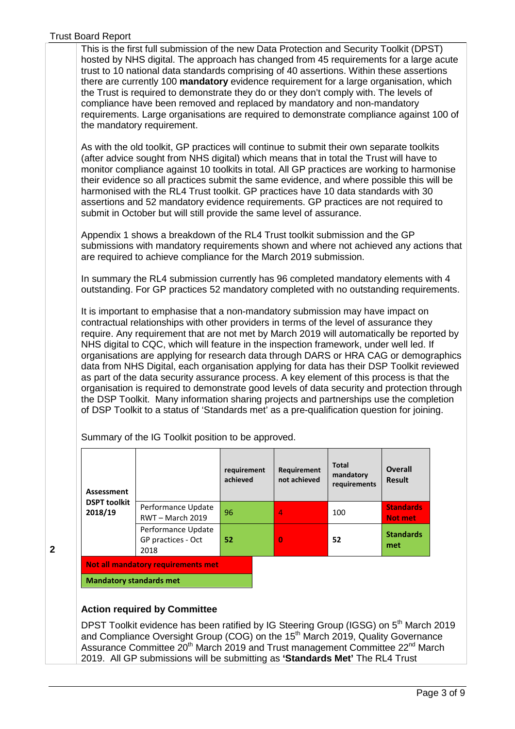2

This is the first full submission of the new Data Protection and Security Toolkit (DPST) hosted by NHS digital. The approach has changed from 45 requirements for a large acute trust to 10 national data standards comprising of 40 assertions. Within these assertions there are currently 100 **mandatory** evidence requirement for a large organisation, which the Trust is required to demonstrate they do or they don't comply with. The levels of compliance have been removed and replaced by mandatory and non-mandatory requirements. Large organisations are required to demonstrate compliance against 100 of the mandatory requirement.

As with the old toolkit, GP practices will continue to submit their own separate toolkits (after advice sought from NHS digital) which means that in total the Trust will have to monitor compliance against 10 toolkits in total. All GP practices are working to harmonise their evidence so all practices submit the same evidence, and where possible this will be harmonised with the RL4 Trust toolkit. GP practices have 10 data standards with 30 assertions and 52 mandatory evidence requirements. GP practices are not required to submit in October but will still provide the same level of assurance.

Appendix 1 shows a breakdown of the RL4 Trust toolkit submission and the GP submissions with mandatory requirements shown and where not achieved any actions that are required to achieve compliance for the March 2019 submission.

In summary the RL4 submission currently has 96 completed mandatory elements with 4 outstanding. For GP practices 52 mandatory completed with no outstanding requirements.

It is important to emphasise that a non-mandatory submission may have impact on contractual relationships with other providers in terms of the level of assurance they require. Any requirement that are not met by March 2019 will automatically be reported by NHS digital to CQC, which will feature in the inspection framework, under well led. If organisations are applying for research data through DARS or HRA CAG or demographics data from NHS Digital, each organisation applying for data has their DSP Toolkit reviewed as part of the data security assurance process. A key element of this process is that the organisation is required to demonstrate good levels of data security and protection through the DSP Toolkit. Many information sharing projects and partnerships use the completion of DSP Toolkit to a status of 'Standards met' as a pre-qualification question for joining.

Summary of the IG Toolkit position to be approved.

| Assessment | | requirement achieved | Requirement not achieved | Total mandatory requirements | Overall Result |
|---|---|---|---|---|---|
| DSPT toolkit 2018/19 | Performance Update RWT – March 2019 | 96 | 4 | 100 | Standards Not met |
| | Performance Update GP practices - Oct 2018 | 52 | 0 | 52 | Standards met |

| |
|---|
| Not all mandatory requirements met |
| Mandatory standards met |

### Action required by Committee

DPST Toolkit evidence has been ratified by IG Steering Group (IGSG) on 5th March 2019 and Compliance Oversight Group (COG) on the 15th March 2019, Quality Governance Assurance Committee 20th March 2019 and Trust management Committee 22nd March 2019. All GP submissions will be submitting as **'Standards Met'** The RL4 Trust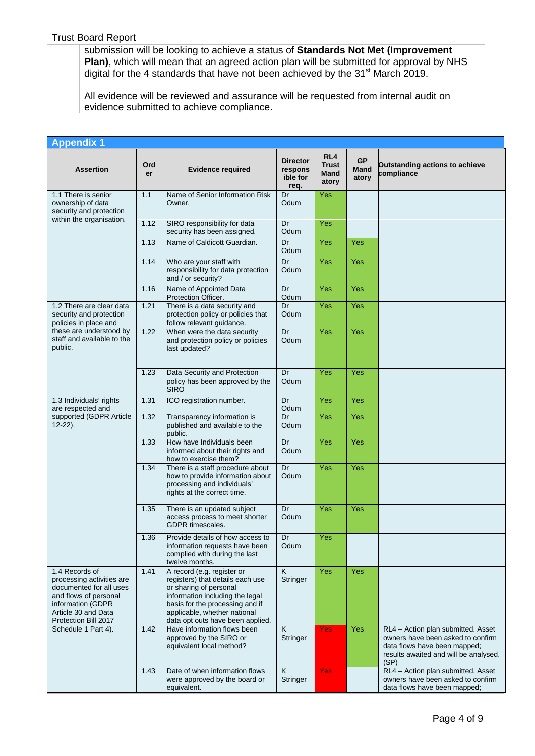submission will be looking to achieve a status of **Standards Not Met (Improvement Plan)**, which will mean that an agreed action plan will be submitted for approval by NHS digital for the 4 standards that have not been achieved by the 31st March 2019.

All evidence will be reviewed and assurance will be requested from internal audit on evidence submitted to achieve compliance.

## Appendix 1

| Assertion | Order | Evidence required | Director responsible for req. | RL4 Trust Mandatory | GP Mandatory | Outstanding actions to achieve compliance |
|---|---|---|---|---|---|---|
| 1.1 There is senior ownership of data security and protection within the organisation. | 1.1 | Name of Senior Information Risk Owner. | Dr Odum | Yes | | |
| | 1.12 | SIRO responsibility for data security has been assigned. | Dr Odum | Yes | | |
| | 1.13 | Name of Caldicott Guardian. | Dr Odum | Yes | Yes | |
| | 1.14 | Who are your staff with responsibility for data protection and / or security? | Dr Odum | Yes | Yes | |
| | 1.16 | Name of Appointed Data Protection Officer. | Dr Odum | Yes | Yes | |
| 1.2 There are clear data security and protection policies in place and these are understood by staff and available to the public. | 1.21 | There is a data security and protection policy or policies that follow relevant guidance. | Dr Odum | Yes | Yes | |
| | 1.22 | When were the data security and protection policy or policies last updated? | Dr Odum | Yes | Yes | |
| | 1.23 | Data Security and Protection policy has been approved by the SIRO | Dr Odum | Yes | Yes | |
| 1.3 Individuals' rights are respected and supported (GDPR Article 12-22). | 1.31 | ICO registration number. | Dr Odum | Yes | Yes | |
| | 1.32 | Transparency information is published and available to the public. | Dr Odum | Yes | Yes | |
| | 1.33 | How have Individuals been informed about their rights and how to exercise them? | Dr Odum | Yes | Yes | |
| | 1.34 | There is a staff procedure about how to provide information about processing and individuals' rights at the correct time. | Dr Odum | Yes | Yes | |
| | 1.35 | There is an updated subject access process to meet shorter GDPR timescales. | Dr Odum | Yes | Yes | |
| | 1.36 | Provide details of how access to information requests have been complied with during the last twelve months. | Dr Odum | Yes | | |
| 1.4 Records of processing activities are documented for all uses and flows of personal information (GDPR Article 30 and Data Protection Bill 2017 Schedule 1 Part 4). | 1.41 | A record (e.g. register or registers) that details each use or sharing of personal information including the legal basis for the processing and if applicable, whether national data opt outs have been applied. | K Stringer | Yes | Yes | |
| | 1.42 | Have information flows been approved by the SIRO or equivalent local method? | K Stringer | Yes | Yes | RL4 – Action plan submitted. Asset owners have been asked to confirm data flows have been mapped; results awaited and will be analysed. (SP) |
| | 1.43 | Date of when information flows were approved by the board or equivalent. | K Stringer | Yes | | RL4 – Action plan submitted. Asset owners have been asked to confirm data flows have been mapped; |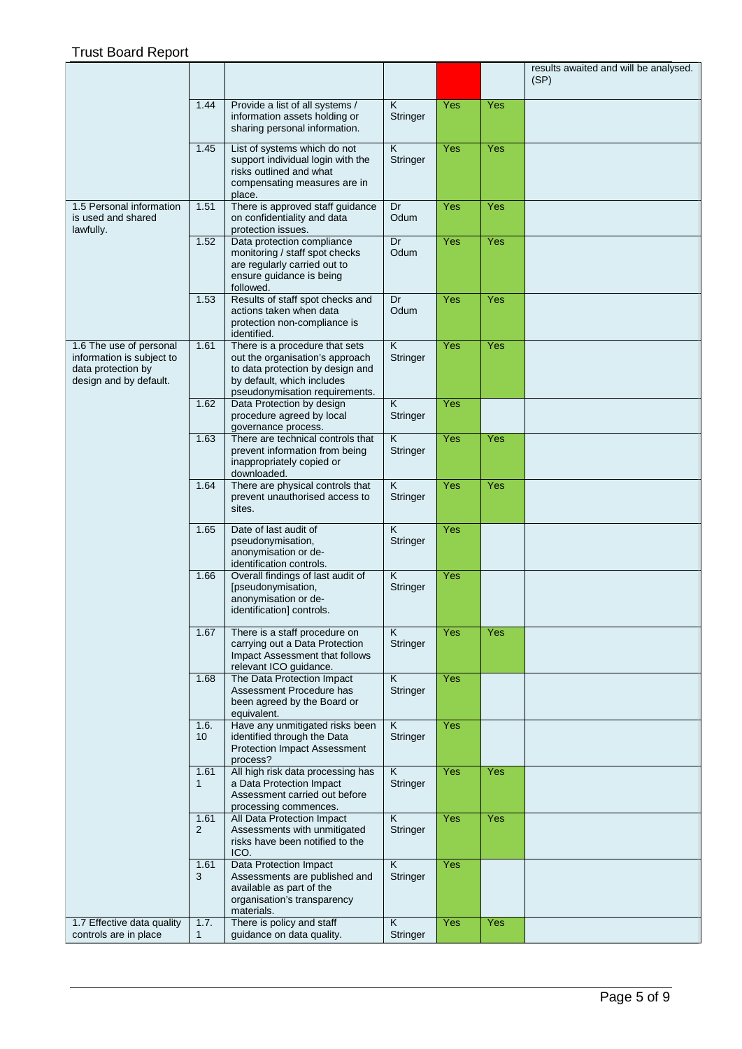| | | | | | | |
|---|---|---|---|---|---|---|
| | | | | | | results awaited and will be analysed. (SP) |
| | 1.44 | Provide a list of all systems / information assets holding or sharing personal information. | K Stringer | Yes | Yes | |
| | 1.45 | List of systems which do not support individual login with the risks outlined and what compensating measures are in place. | K Stringer | Yes | Yes | |
| 1.5 Personal information is used and shared lawfully. | 1.51 | There is approved staff guidance on confidentiality and data protection issues. | Dr Odum | Yes | Yes | |
| | 1.52 | Data protection compliance monitoring / staff spot checks are regularly carried out to ensure guidance is being followed. | Dr Odum | Yes | Yes | |
| | 1.53 | Results of staff spot checks and actions taken when data protection non-compliance is identified. | Dr Odum | Yes | Yes | |
| 1.6 The use of personal information is subject to data protection by design and by default. | 1.61 | There is a procedure that sets out the organisation's approach to data protection by design and by default, which includes pseudonymisation requirements. | K Stringer | Yes | Yes | |
| | 1.62 | Data Protection by design procedure agreed by local governance process. | K Stringer | Yes | | |
| | 1.63 | There are technical controls that prevent information from being inappropriately copied or downloaded. | K Stringer | Yes | Yes | |
| | 1.64 | There are physical controls that prevent unauthorised access to sites. | K Stringer | Yes | Yes | |
| | 1.65 | Date of last audit of pseudonymisation, anonymisation or de-identification controls. | K Stringer | Yes | | |
| | 1.66 | Overall findings of last audit of [pseudonymisation, anonymisation or de-identification] controls. | K Stringer | Yes | | |
| | 1.67 | There is a staff procedure on carrying out a Data Protection Impact Assessment that follows relevant ICO guidance. | K Stringer | Yes | Yes | |
| | 1.68 | The Data Protection Impact Assessment Procedure has been agreed by the Board or equivalent. | K Stringer | Yes | | |
| | 1.6. 10 | Have any unmitigated risks been identified through the Data Protection Impact Assessment process? | K Stringer | Yes | | |
| | 1.61 1 | All high risk data processing has a Data Protection Impact Assessment carried out before processing commences. | K Stringer | Yes | Yes | |
| | 1.61 2 | All Data Protection Impact Assessments with unmitigated risks have been notified to the ICO. | K Stringer | Yes | Yes | |
| | 1.61 3 | Data Protection Impact Assessments are published and available as part of the organisation's transparency materials. | K Stringer | Yes | | |
| 1.7 Effective data quality controls are in place | 1.7. 1 | There is policy and staff guidance on data quality. | K Stringer | Yes | Yes | |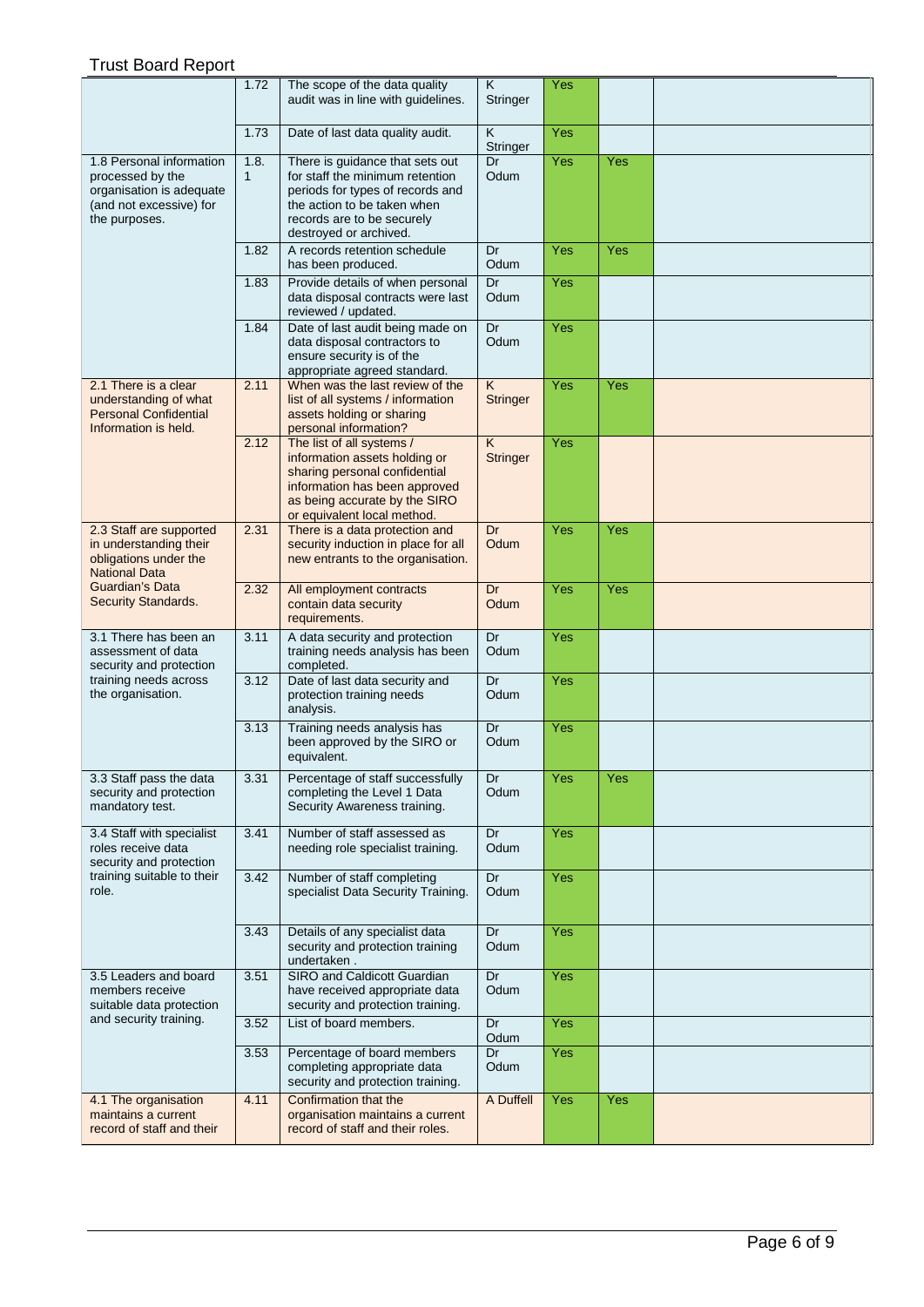| | | | | | | |
|---|---|---|---|---|---|---|
| | 1.72 | The scope of the data quality audit was in line with guidelines. | K Stringer | Yes | | |
| | 1.73 | Date of last data quality audit. | K Stringer | Yes | | |
| 1.8 Personal information processed by the organisation is adequate (and not excessive) for the purposes. | 1.8. 1 | There is guidance that sets out for staff the minimum retention periods for types of records and the action to be taken when records are to be securely destroyed or archived. | Dr Odum | Yes | Yes | |
| | 1.82 | A records retention schedule has been produced. | Dr Odum | Yes | Yes | |
| | 1.83 | Provide details of when personal data disposal contracts were last reviewed / updated. | Dr Odum | Yes | | |
| | 1.84 | Date of last audit being made on data disposal contractors to ensure security is of the appropriate agreed standard. | Dr Odum | Yes | | |
| 2.1 There is a clear understanding of what Personal Confidential Information is held. | 2.11 | When was the last review of the list of all systems / information assets holding or sharing personal information? | K Stringer | Yes | Yes | |
| | 2.12 | The list of all systems / information assets holding or sharing personal confidential information has been approved as being accurate by the SIRO or equivalent local method. | K Stringer | Yes | | |
| 2.3 Staff are supported in understanding their obligations under the National Data Guardian's Data Security Standards. | 2.31 | There is a data protection and security induction in place for all new entrants to the organisation. | Dr Odum | Yes | Yes | |
| | 2.32 | All employment contracts contain data security requirements. | Dr Odum | Yes | Yes | |
| 3.1 There has been an assessment of data security and protection training needs across the organisation. | 3.11 | A data security and protection training needs analysis has been completed. | Dr Odum | Yes | | |
| | 3.12 | Date of last data security and protection training needs analysis. | Dr Odum | Yes | | |
| | 3.13 | Training needs analysis has been approved by the SIRO or equivalent. | Dr Odum | Yes | | |
| 3.3 Staff pass the data security and protection mandatory test. | 3.31 | Percentage of staff successfully completing the Level 1 Data Security Awareness training. | Dr Odum | Yes | Yes | |
| 3.4 Staff with specialist roles receive data security and protection training suitable to their role. | 3.41 | Number of staff assessed as needing role specialist training. | Dr Odum | Yes | | |
| | 3.42 | Number of staff completing specialist Data Security Training. | Dr Odum | Yes | | |
| | 3.43 | Details of any specialist data security and protection training undertaken . | Dr Odum | Yes | | |
| 3.5 Leaders and board members receive suitable data protection and security training. | 3.51 | SIRO and Caldicott Guardian have received appropriate data security and protection training. | Dr Odum | Yes | | |
| | 3.52 | List of board members. | Dr Odum | Yes | | |
| | 3.53 | Percentage of board members completing appropriate data security and protection training. | Dr Odum | Yes | | |
| 4.1 The organisation maintains a current record of staff and their | 4.11 | Confirmation that the organisation maintains a current record of staff and their roles. | A Duffell | Yes | Yes | |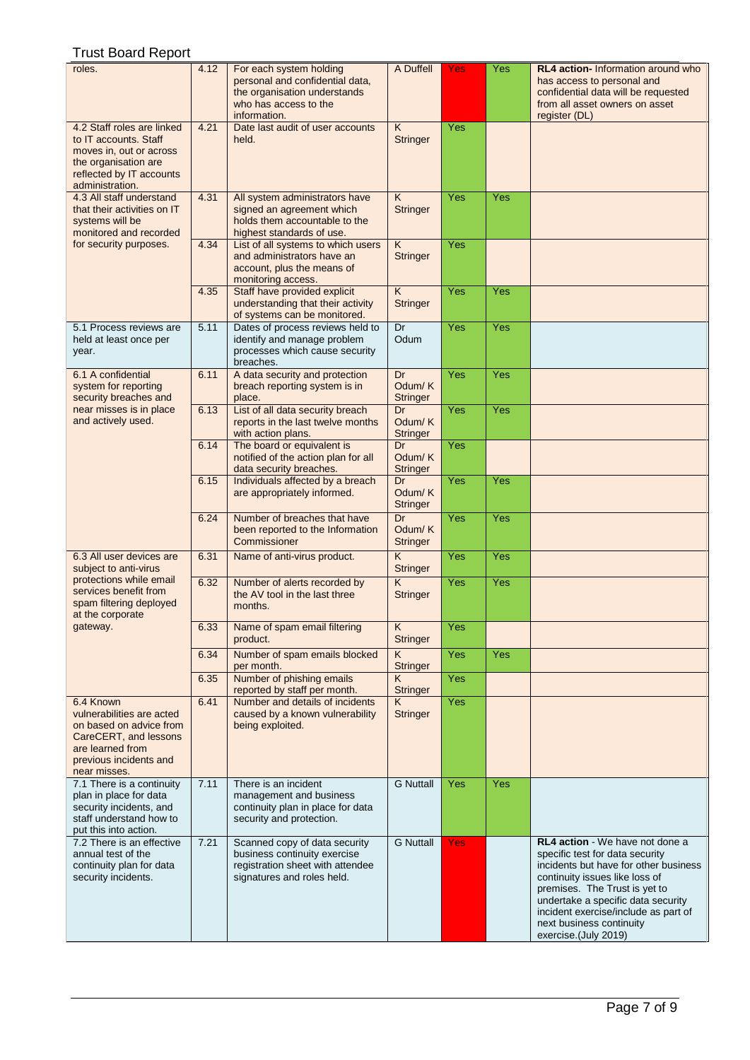| | | | | | | |
|---|---|---|---|---|---|---|
| roles. | 4.12 | For each system holding personal and confidential data, the organisation understands who has access to the information. | A Duffell | Yes | Yes | **RL4 action-** Information around who has access to personal and confidential data will be requested from all asset owners on asset register (DL) |
| 4.2 Staff roles are linked to IT accounts. Staff moves in, out or across the organisation are reflected by IT accounts administration. | 4.21 | Date last audit of user accounts held. | K Stringer | Yes | | |
| 4.3 All staff understand that their activities on IT systems will be monitored and recorded for security purposes. | 4.31 | All system administrators have signed an agreement which holds them accountable to the highest standards of use. | K Stringer | Yes | Yes | |
| | 4.34 | List of all systems to which users and administrators have an account, plus the means of monitoring access. | K Stringer | Yes | | |
| | 4.35 | Staff have provided explicit understanding that their activity of systems can be monitored. | K Stringer | Yes | Yes | |
| 5.1 Process reviews are held at least once per year. | 5.11 | Dates of process reviews held to identify and manage problem processes which cause security breaches. | Dr Odum | Yes | Yes | |
| 6.1 A confidential system for reporting security breaches and near misses is in place and actively used. | 6.11 | A data security and protection breach reporting system is in place. | Dr Odum/ K Stringer | Yes | Yes | |
| | 6.13 | List of all data security breach reports in the last twelve months with action plans. | Dr Odum/ K Stringer | Yes | Yes | |
| | 6.14 | The board or equivalent is notified of the action plan for all data security breaches. | Dr Odum/ K Stringer | Yes | | |
| | 6.15 | Individuals affected by a breach are appropriately informed. | Dr Odum/ K Stringer | Yes | Yes | |
| | 6.24 | Number of breaches that have been reported to the Information Commissioner | Dr Odum/ K Stringer | Yes | Yes | |
| 6.3 All user devices are subject to anti-virus protections while email services benefit from spam filtering deployed at the corporate gateway. | 6.31 | Name of anti-virus product. | K Stringer | Yes | Yes | |
| | 6.32 | Number of alerts recorded by the AV tool in the last three months. | K Stringer | Yes | Yes | |
| | 6.33 | Name of spam email filtering product. | K Stringer | Yes | | |
| | 6.34 | Number of spam emails blocked per month. | K Stringer | Yes | Yes | |
| | 6.35 | Number of phishing emails reported by staff per month. | K Stringer | Yes | | |
| 6.4 Known vulnerabilities are acted on based on advice from CareCERT, and lessons are learned from previous incidents and near misses. | 6.41 | Number and details of incidents caused by a known vulnerability being exploited. | K Stringer | Yes | | |
| 7.1 There is a continuity plan in place for data security incidents, and staff understand how to put this into action. | 7.11 | There is an incident management and business continuity plan in place for data security and protection. | G Nuttall | Yes | Yes | |
| 7.2 There is an effective annual test of the continuity plan for data security incidents. | 7.21 | Scanned copy of data security business continuity exercise registration sheet with attendee signatures and roles held. | G Nuttall | Yes | | **RL4 action** - We have not done a specific test for data security incidents but have for other business continuity issues like loss of premises. The Trust is yet to undertake a specific data security incident exercise/include as part of next business continuity exercise.(July 2019) |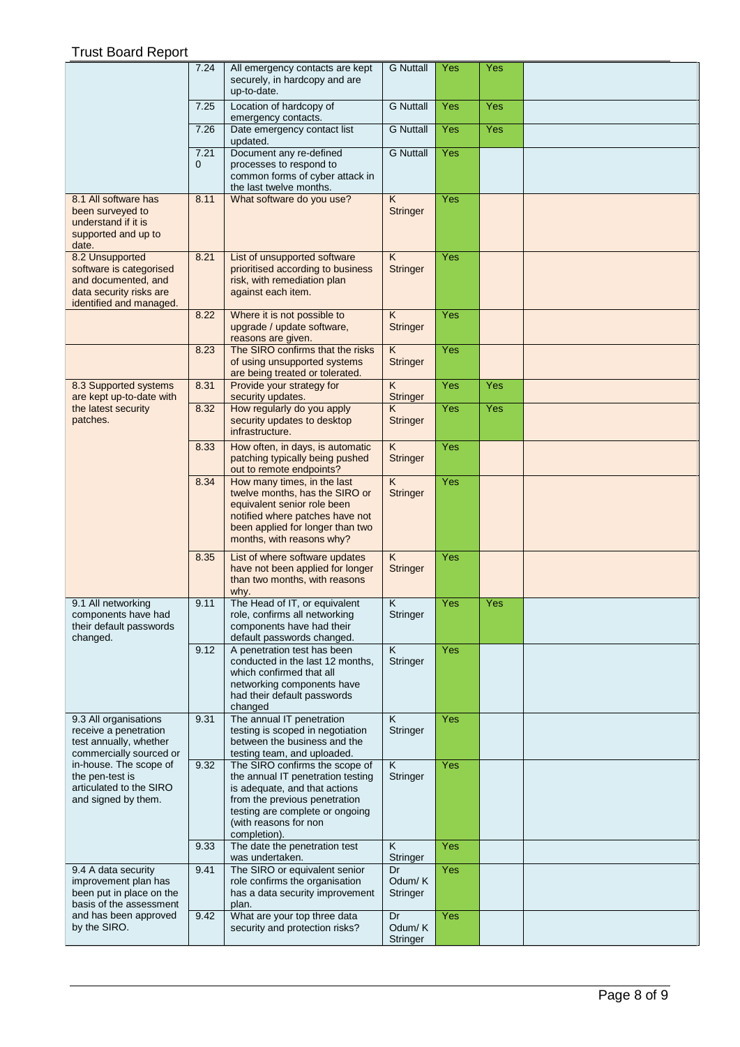| | | | | | | |
|---|---|---|---|---|---|---|
| | 7.24 | All emergency contacts are kept securely, in hardcopy and are up-to-date. | G Nuttall | Yes | Yes | |
| | 7.25 | Location of hardcopy of emergency contacts. | G Nuttall | Yes | Yes | |
| | 7.26 | Date emergency contact list updated. | G Nuttall | Yes | Yes | |
| | 7.210 | Document any re-defined processes to respond to common forms of cyber attack in the last twelve months. | G Nuttall | Yes | | |
| 8.1 All software has been surveyed to understand if it is supported and up to date. | 8.11 | What software do you use? | K Stringer | Yes | | |
| 8.2 Unsupported software is categorised and documented, and data security risks are identified and managed. | 8.21 | List of unsupported software prioritised according to business risk, with remediation plan against each item. | K Stringer | Yes | | |
| | 8.22 | Where it is not possible to upgrade / update software, reasons are given. | K Stringer | Yes | | |
| | 8.23 | The SIRO confirms that the risks of using unsupported systems are being treated or tolerated. | K Stringer | Yes | | |
| 8.3 Supported systems are kept up-to-date with the latest security patches. | 8.31 | Provide your strategy for security updates. | K Stringer | Yes | Yes | |
| | 8.32 | How regularly do you apply security updates to desktop infrastructure. | K Stringer | Yes | Yes | |
| | 8.33 | How often, in days, is automatic patching typically being pushed out to remote endpoints? | K Stringer | Yes | | |
| | 8.34 | How many times, in the last twelve months, has the SIRO or equivalent senior role been notified where patches have not been applied for longer than two months, with reasons why? | K Stringer | Yes | | |
| | 8.35 | List of where software updates have not been applied for longer than two months, with reasons why. | K Stringer | Yes | | |
| 9.1 All networking components have had their default passwords changed. | 9.11 | The Head of IT, or equivalent role, confirms all networking components have had their default passwords changed. | K Stringer | Yes | Yes | |
| | 9.12 | A penetration test has been conducted in the last 12 months, which confirmed that all networking components have had their default passwords changed | K Stringer | Yes | | |
| 9.3 All organisations receive a penetration test annually, whether commercially sourced or in-house. The scope of the pen-test is articulated to the SIRO and signed by them. | 9.31 | The annual IT penetration testing is scoped in negotiation between the business and the testing team, and uploaded. | K Stringer | Yes | | |
| | 9.32 | The SIRO confirms the scope of the annual IT penetration testing is adequate, and that actions from the previous penetration testing are complete or ongoing (with reasons for non completion). | K Stringer | Yes | | |
| | 9.33 | The date the penetration test was undertaken. | K Stringer | Yes | | |
| 9.4 A data security improvement plan has been put in place on the basis of the assessment and has been approved by the SIRO. | 9.41 | The SIRO or equivalent senior role confirms the organisation has a data security improvement plan. | Dr Odum/ K Stringer | Yes | | |
| | 9.42 | What are your top three data security and protection risks? | Dr Odum/ K Stringer | Yes | | |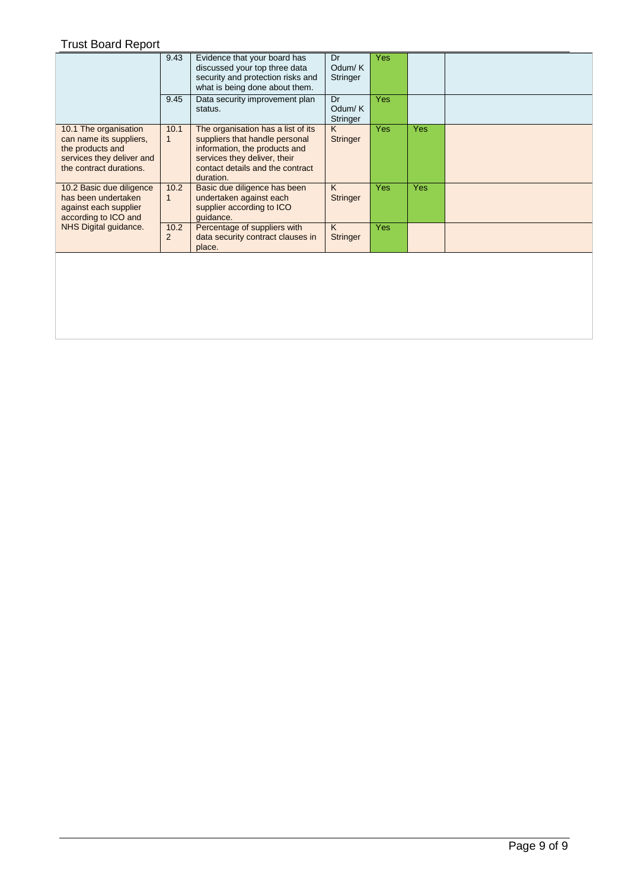| | | | | | | |
|---|---|---|---|---|---|---|
| | 9.43 | Evidence that your board has discussed your top three data security and protection risks and what is being done about them. | Dr Odum/ K Stringer | Yes | | |
| | 9.45 | Data security improvement plan status. | Dr Odum/ K Stringer | Yes | | |
| 10.1 The organisation can name its suppliers, the products and services they deliver and the contract durations. | 10.1 1 | The organisation has a list of its suppliers that handle personal information, the products and services they deliver, their contact details and the contract duration. | K Stringer | Yes | Yes | |
| 10.2 Basic due diligence has been undertaken against each supplier according to ICO and NHS Digital guidance. | 10.2 1 | Basic due diligence has been undertaken against each supplier according to ICO guidance. | K Stringer | Yes | Yes | |
| | 10.2 2 | Percentage of suppliers with data security contract clauses in place. | K Stringer | Yes | | |